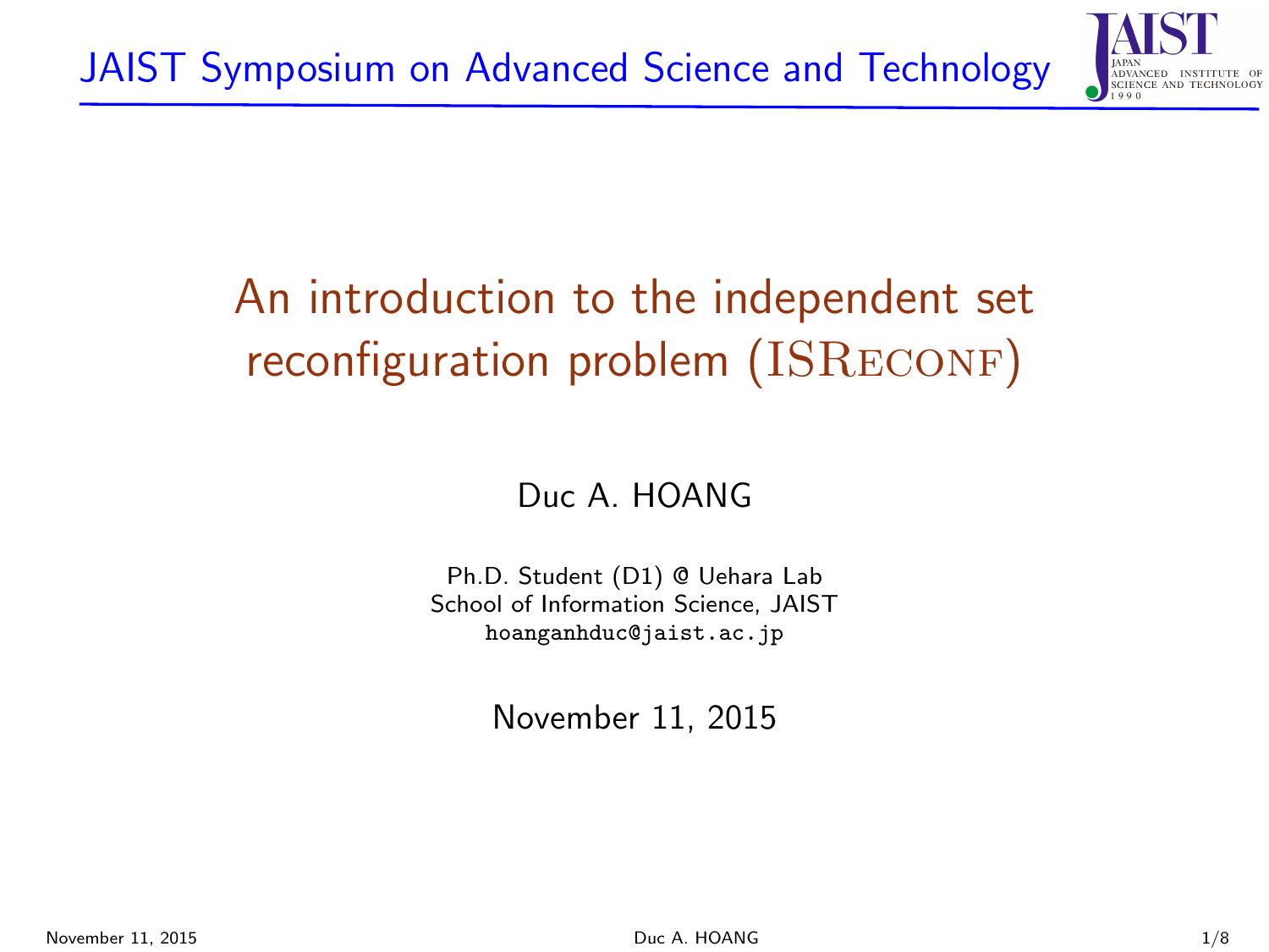JAIST Symposium on Advanced Science and Technology

# An introduction to the independent set reconfiguration problem (ISReconf)

Duc A. HOANG

Ph.D. Student (D1) @ Uehara Lab
School of Information Science, JAIST
hoanganhduc@jaist.ac.jp

November 11, 2015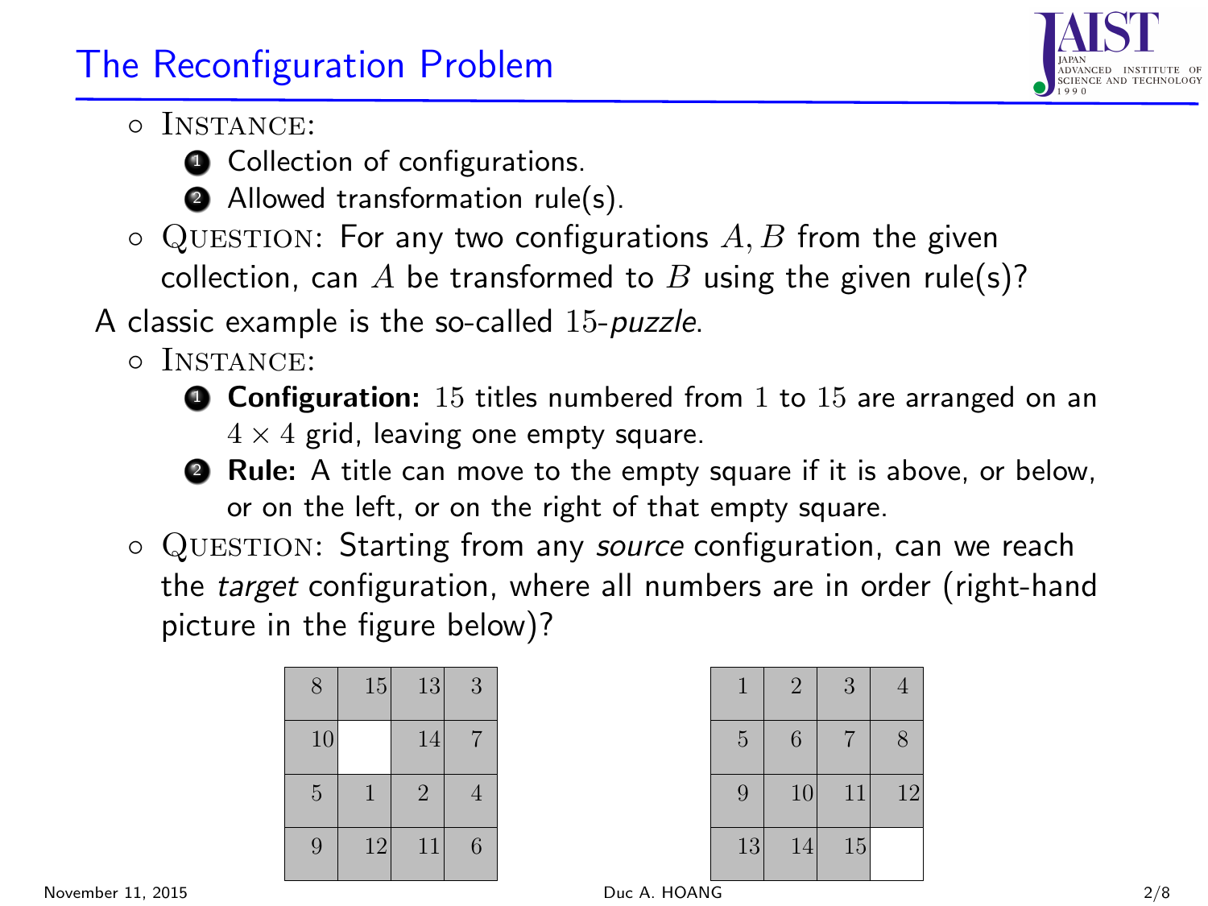## The Reconfiguration Problem

- INSTANCE:
  1. Collection of configurations.
  2. Allowed transformation rule(s).
- QUESTION: For any two configurations $A, B$ from the given collection, can $A$ be transformed to $B$ using the given rule(s)?

A classic example is the so-called $15$-*puzzle*.

- INSTANCE:
  1. **Configuration:** $15$ titles numbered from $1$ to $15$ are arranged on an $4 \times 4$ grid, leaving one empty square.
  2. **Rule:** A title can move to the empty square if it is above, or below, or on the left, or on the right of that empty square.
- QUESTION: Starting from any *source* configuration, can we reach the *target* configuration, where all numbers are in order (right-hand picture in the figure below)?

| | | | |
|---|---|---|---|
| 8 | 15 | 13 | 3 |
| 10 | | 14 | 7 |
| 5 | 1 | 2 | 4 |
| 9 | 12 | 11 | 6 |

| | | | |
|---|---|---|---|
| 1 | 2 | 3 | 4 |
| 5 | 6 | 7 | 8 |
| 9 | 10 | 11 | 12 |
| 13 | 14 | 15 | |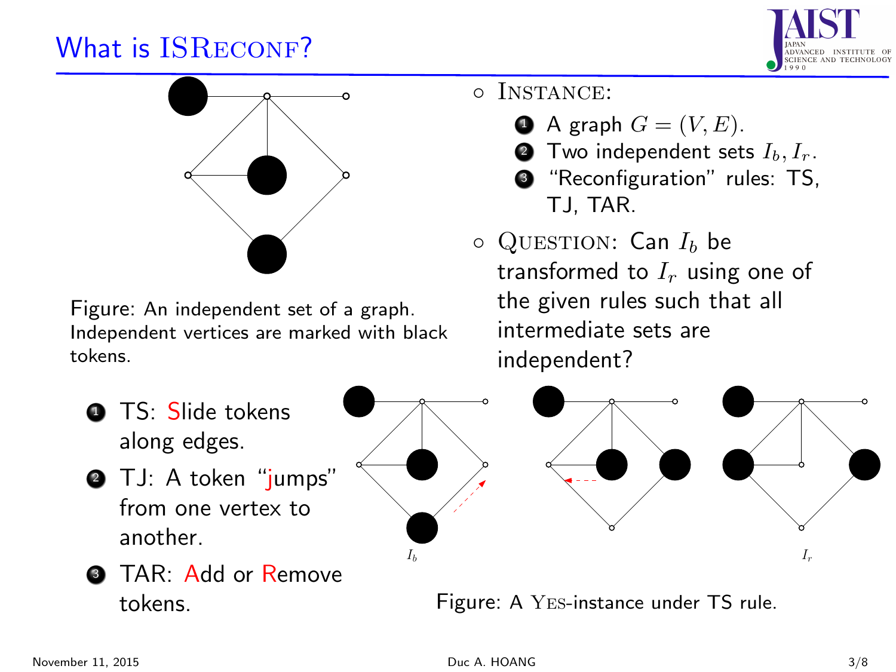# What is ISReconf?

Figure: An independent set of a graph. Independent vertices are marked with black tokens.

- Instance:
  1. A graph $G = (V, E)$.
  2. Two independent sets $I_b, I_r$.
  3. "Reconfiguration" rules: TS, TJ, TAR.
- Question: Can $I_b$ be transformed to $I_r$ using one of the given rules such that all intermediate sets are independent?

1. TS: Slide tokens along edges.
2. TJ: A token "jumps" from one vertex to another.
3. TAR: Add or Remove tokens.

$I_b$ $I_r$

Figure: A Yes-instance under TS rule.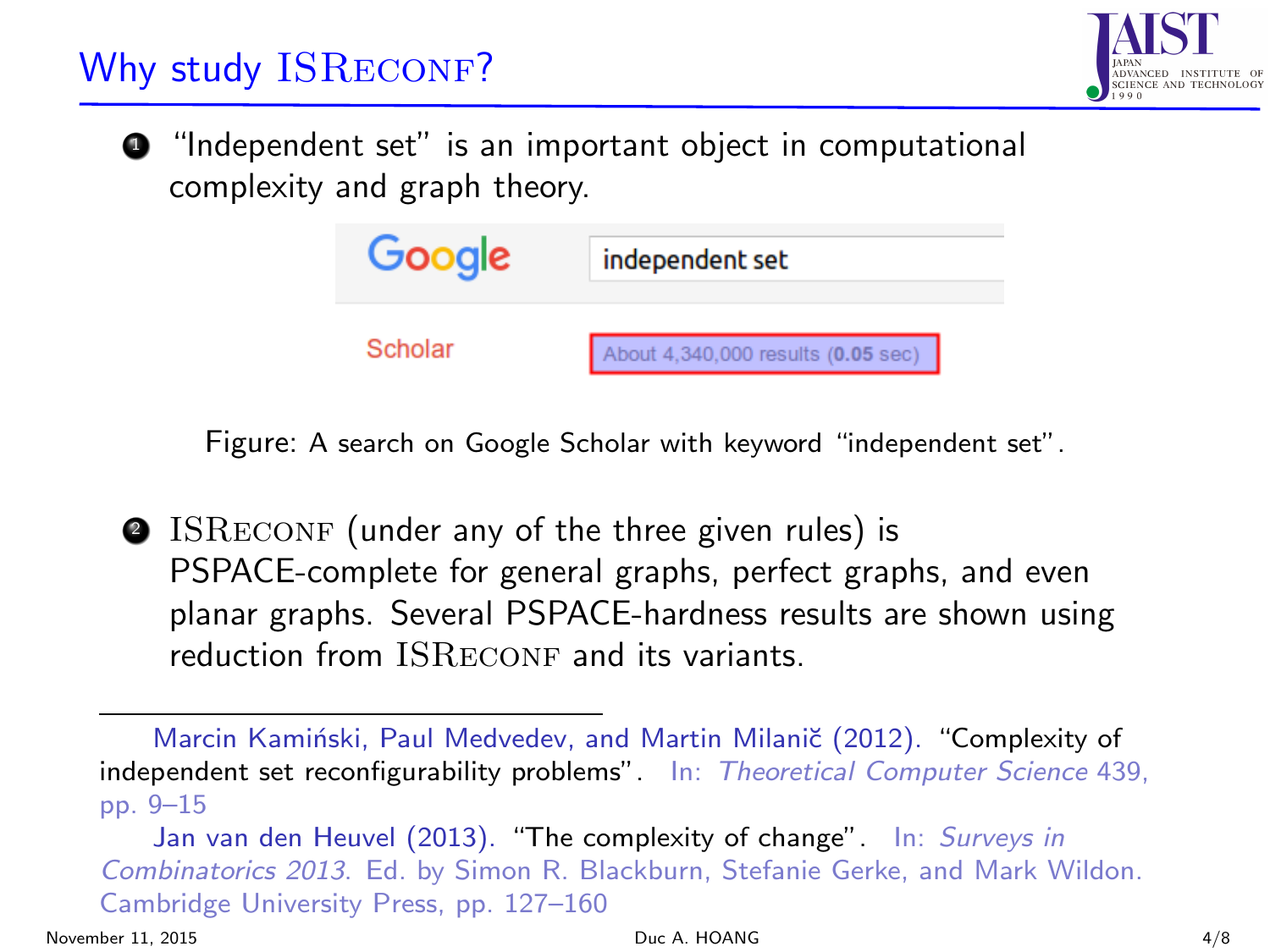# Why study ISReconf?

1. "Independent set" is an important object in computational complexity and graph theory.

Google Scholar: independent set — About 4,340,000 results (0.05 sec)

Figure: A search on Google Scholar with keyword "independent set".

2. ISReconf (under any of the three given rules) is PSPACE-complete for general graphs, perfect graphs, and even planar graphs. Several PSPACE-hardness results are shown using reduction from ISReconf and its variants.

---

Marcin Kamiński, Paul Medvedev, and Martin Milanič (2012). "Complexity of independent set reconfigurability problems". In: *Theoretical Computer Science* 439, pp. 9–15

Jan van den Heuvel (2013). "The complexity of change". In: *Surveys in Combinatorics 2013*. Ed. by Simon R. Blackburn, Stefanie Gerke, and Mark Wildon. Cambridge University Press, pp. 127–160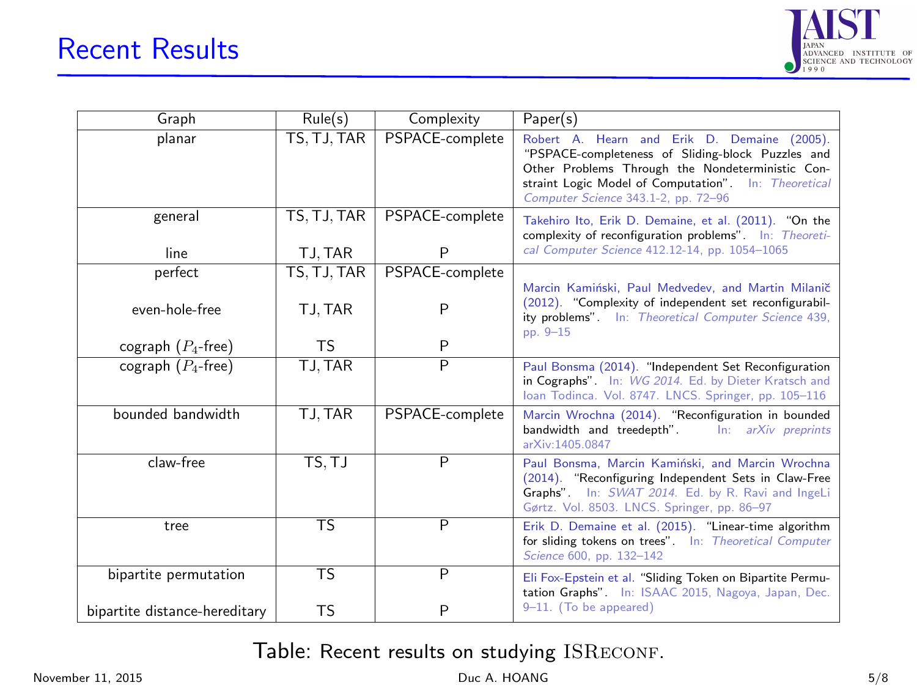# Recent Results

| Graph | Rule(s) | Complexity | Paper(s) |
|---|---|---|---|
| planar | TS, TJ, TAR | PSPACE-complete | Robert A. Hearn and Erik D. Demaine (2005). "PSPACE-completeness of Sliding-block Puzzles and Other Problems Through the Nondeterministic Constraint Logic Model of Computation". In: *Theoretical Computer Science* 343.1-2, pp. 72–96 |
| general | TS, TJ, TAR | PSPACE-complete | Takehiro Ito, Erik D. Demaine, et al. (2011). "On the complexity of reconfiguration problems". In: *Theoretical Computer Science* 412.12-14, pp. 1054–1065 |
| line | TJ, TAR | P | |
| perfect | TS, TJ, TAR | PSPACE-complete | Marcin Kamiński, Paul Medvedev, and Martin Milanič (2012). "Complexity of independent set reconfigurability problems". In: *Theoretical Computer Science* 439, pp. 9–15 |
| even-hole-free | TJ, TAR | P | |
| cograph ($P_4$-free) | TS | P | |
| cograph ($P_4$-free) | TJ, TAR | P | Paul Bonsma (2014). "Independent Set Reconfiguration in Cographs". In: *WG 2014*. Ed. by Dieter Kratsch and Ioan Todinca. Vol. 8747. LNCS. Springer, pp. 105–116 |
| bounded bandwidth | TJ, TAR | PSPACE-complete | Marcin Wrochna (2014). "Reconfiguration in bounded bandwidth and treedepth". In: *arXiv preprints* arXiv:1405.0847 |
| claw-free | TS, TJ | P | Paul Bonsma, Marcin Kamiński, and Marcin Wrochna (2014). "Reconfiguring Independent Sets in Claw-Free Graphs". In: *SWAT 2014*. Ed. by R. Ravi and IngeLi Gørtz. Vol. 8503. LNCS. Springer, pp. 86–97 |
| tree | TS | P | Erik D. Demaine et al. (2015). "Linear-time algorithm for sliding tokens on trees". In: *Theoretical Computer Science* 600, pp. 132–142 |
| bipartite permutation | TS | P | Eli Fox-Epstein et al. "Sliding Token on Bipartite Permutation Graphs". In: ISAAC 2015, Nagoya, Japan, Dec. 9–11. (To be appeared) |
| bipartite distance-hereditary | TS | P | |

Table: Recent results on studying ISRECONF.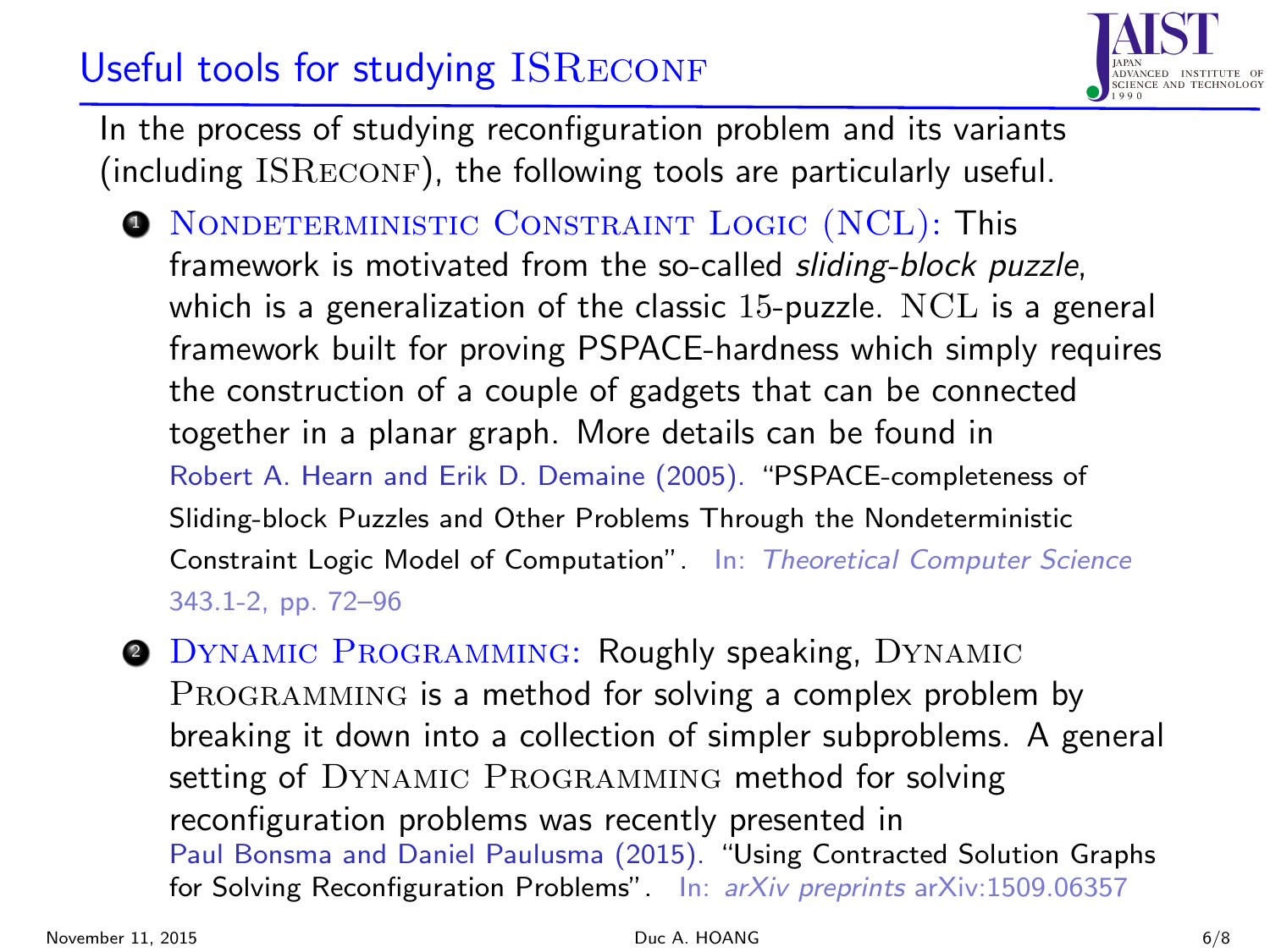# Useful tools for studying ISReconf

In the process of studying reconfiguration problem and its variants (including ISReconf), the following tools are particularly useful.

1. Nondeterministic Constraint Logic (NCL): This framework is motivated from the so-called *sliding-block puzzle*, which is a generalization of the classic 15-puzzle. NCL is a general framework built for proving PSPACE-hardness which simply requires the construction of a couple of gadgets that can be connected together in a planar graph. More details can be found in
   Robert A. Hearn and Erik D. Demaine (2005). "PSPACE-completeness of Sliding-block Puzzles and Other Problems Through the Nondeterministic Constraint Logic Model of Computation". In: *Theoretical Computer Science* 343.1-2, pp. 72–96

2. Dynamic Programming: Roughly speaking, Dynamic Programming is a method for solving a complex problem by breaking it down into a collection of simpler subproblems. A general setting of Dynamic Programming method for solving reconfiguration problems was recently presented in
   Paul Bonsma and Daniel Paulusma (2015). "Using Contracted Solution Graphs for Solving Reconfiguration Problems". In: *arXiv preprints* arXiv:1509.06357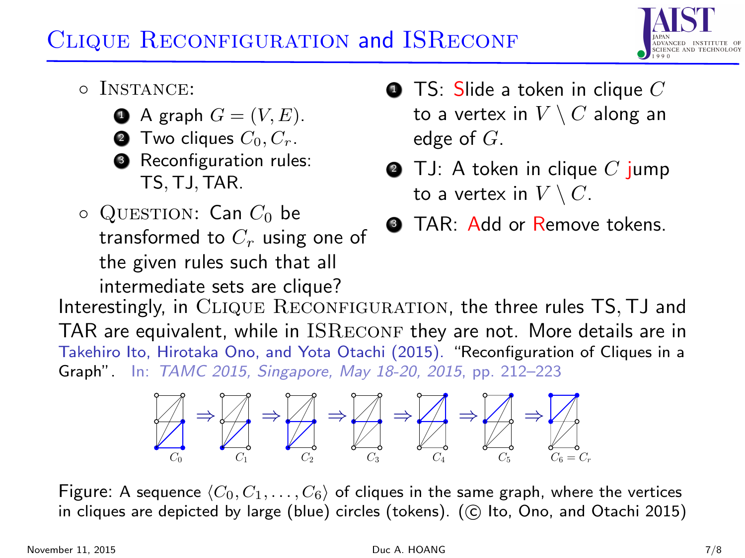# Clique Reconfiguration and ISReconf

- Instance:
  1. A graph $G = (V, E)$.
  2. Two cliques $C_0, C_r$.
  3. Reconfiguration rules: TS, TJ, TAR.
- Question: Can $C_0$ be transformed to $C_r$ using one of the given rules such that all intermediate sets are clique?

1. TS: Slide a token in clique $C$ to a vertex in $V \setminus C$ along an edge of $G$.
2. TJ: A token in clique $C$ jump to a vertex in $V \setminus C$.
3. TAR: Add or Remove tokens.

Interestingly, in Clique Reconfiguration, the three rules TS, TJ and TAR are equivalent, while in ISReconf they are not. More details are in Takehiro Ito, Hirotaka Ono, and Yota Otachi (2015). "Reconfiguration of Cliques in a Graph". In: *TAMC 2015, Singapore, May 18-20, 2015*, pp. 212–223

$C_0 \Rightarrow C_1 \Rightarrow C_2 \Rightarrow C_3 \Rightarrow C_4 \Rightarrow C_5 \Rightarrow C_6 = C_r$

Figure: A sequence $\langle C_0, C_1, \ldots, C_6 \rangle$ of cliques in the same graph, where the vertices in cliques are depicted by large (blue) circles (tokens). (© Ito, Ono, and Otachi 2015)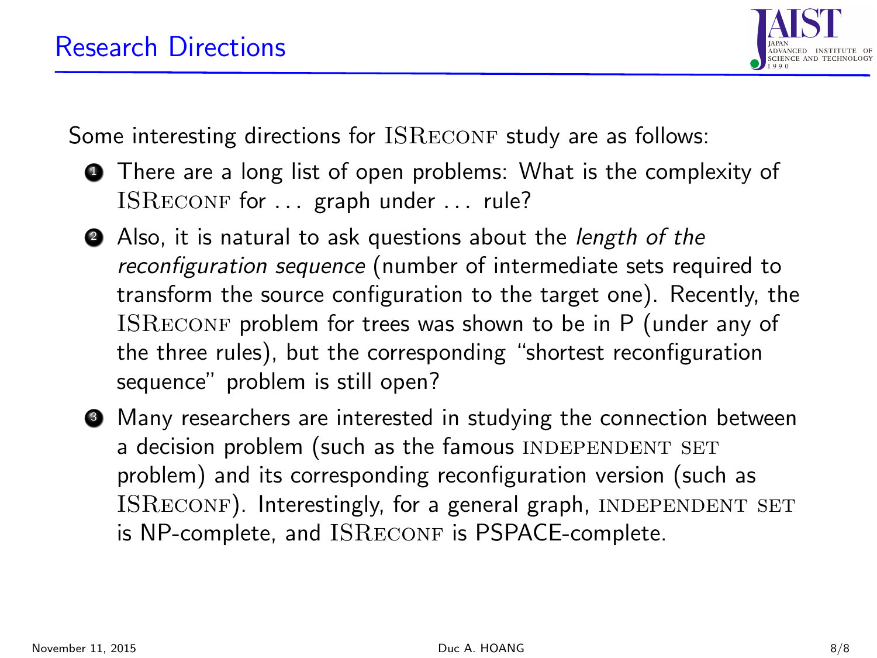## Research Directions

Some interesting directions for ISRECONF study are as follows:

1. There are a long list of open problems: What is the complexity of ISRECONF for ... graph under ... rule?
2. Also, it is natural to ask questions about the *length of the reconfiguration sequence* (number of intermediate sets required to transform the source configuration to the target one). Recently, the ISRECONF problem for trees was shown to be in P (under any of the three rules), but the corresponding "shortest reconfiguration sequence" problem is still open?
3. Many researchers are interested in studying the connection between a decision problem (such as the famous INDEPENDENT SET problem) and its corresponding reconfiguration version (such as ISRECONF). Interestingly, for a general graph, INDEPENDENT SET is NP-complete, and ISRECONF is PSPACE-complete.